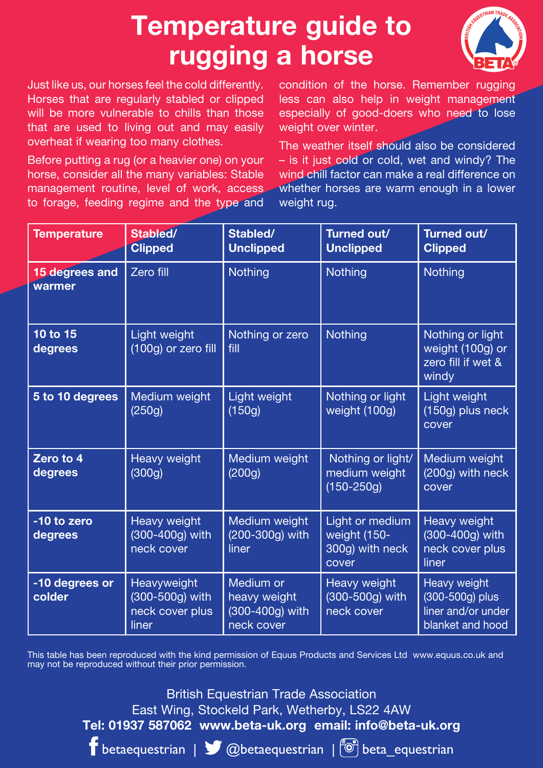# Temperature guide to rugging a horse

Just like us, our horses feel the cold differently. Horses that are regularly stabled or clipped will be more vulnerable to chills than those that are used to living out and may easily overheat if wearing too many clothes.

Before putting a rug (or a heavier one) on your horse, consider all the many variables: Stable management routine, level of work, access to forage, feeding regime and the type and condition of the horse. Remember rugging less can also help in weight management especially of good-doers who need to lose weight over winter.

The weather itself should also be considered – is it just cold or cold, wet and windy? The wind chill factor can make a real difference on whether horses are warm enough in a lower weight rug.

| Temperature | Stabled/ Clipped | Stabled/ Unclipped | Turned out/ Unclipped | Turned out/ Clipped |
|---|---|---|---|---|
| **15 degrees and warmer** | Zero fill | Nothing | Nothing | Nothing |
| **10 to 15 degrees** | Light weight (100g) or zero fill | Nothing or zero fill | Nothing | Nothing or light weight (100g) or zero fill if wet & windy |
| **5 to 10 degrees** | Medium weight (250g) | Light weight (150g) | Nothing or light weight (100g) | Light weight (150g) plus neck cover |
| **Zero to 4 degrees** | Heavy weight (300g) | Medium weight (200g) | Nothing or light/ medium weight (150-250g) | Medium weight (200g) with neck cover |
| **-10 to zero degrees** | Heavy weight (300-400g) with neck cover | Medium weight (200-300g) with liner | Light or medium weight (150-300g) with neck cover | Heavy weight (300-400g) with neck cover plus liner |
| **-10 degrees or colder** | Heavyweight (300-500g) with neck cover plus liner | Medium or heavy weight (300-400g) with neck cover | Heavy weight (300-500g) with neck cover | Heavy weight (300-500g) plus liner and/or under blanket and hood |

This table has been reproduced with the kind permission of Equus Products and Services Ltd www.equus.co.uk and may not be reproduced without their prior permission.

British Equestrian Trade Association
East Wing, Stockeld Park, Wetherby, LS22 4AW
**Tel: 01937 587062 www.beta-uk.org email: info@beta-uk.org**

betaequestrian | @betaequestrian | beta_equestrian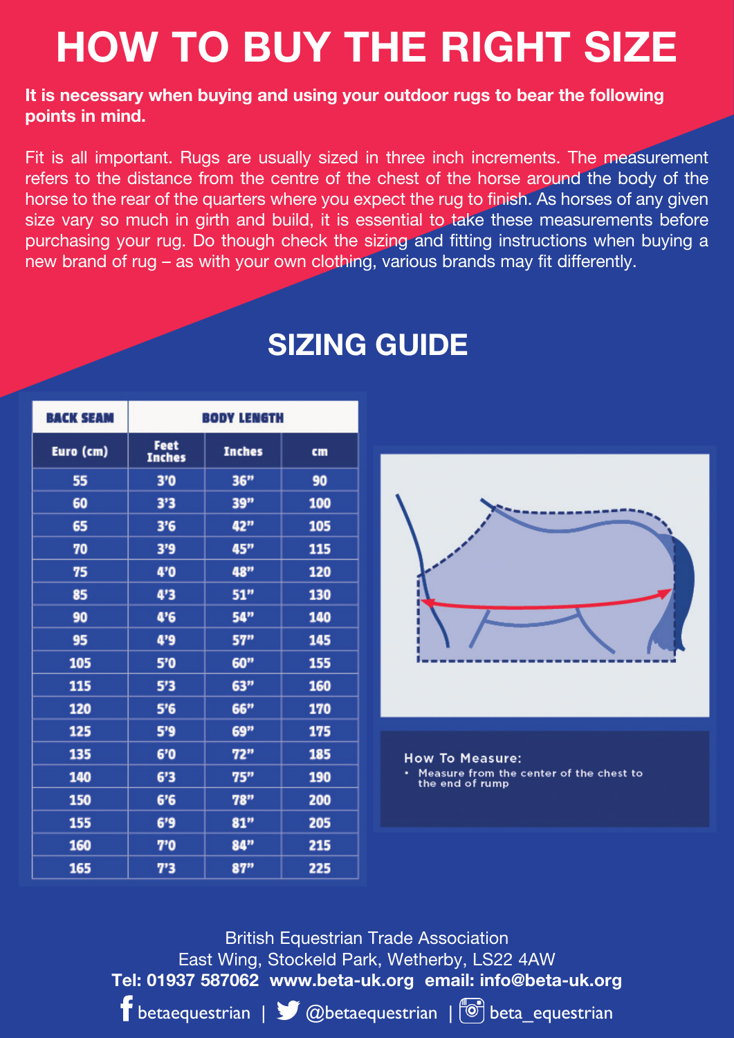# HOW TO BUY THE RIGHT SIZE

**It is necessary when buying and using your outdoor rugs to bear the following points in mind.**

Fit is all important. Rugs are usually sized in three inch increments. The measurement refers to the distance from the centre of the chest of the horse around the body of the horse to the rear of the quarters where you expect the rug to finish. As horses of any given size vary so much in girth and build, it is essential to take these measurements before purchasing your rug. Do though check the sizing and fitting instructions when buying a new brand of rug – as with your own clothing, various brands may fit differently.

## SIZING GUIDE

| BACK SEAM | BODY LENGTH | | |
|---|---|---|---|
| Euro (cm) | Feet Inches | Inches | cm |
| 55 | 3'0 | 36" | 90 |
| 60 | 3'3 | 39" | 100 |
| 65 | 3'6 | 42" | 105 |
| 70 | 3'9 | 45" | 115 |
| 75 | 4'0 | 48" | 120 |
| 85 | 4'3 | 51" | 130 |
| 90 | 4'6 | 54" | 140 |
| 95 | 4'9 | 57" | 145 |
| 105 | 5'0 | 60" | 155 |
| 115 | 5'3 | 63" | 160 |
| 120 | 5'6 | 66" | 170 |
| 125 | 5'9 | 69" | 175 |
| 135 | 6'0 | 72" | 185 |
| 140 | 6'3 | 75" | 190 |
| 150 | 6'6 | 78" | 200 |
| 155 | 6'9 | 81" | 205 |
| 160 | 7'0 | 84" | 215 |
| 165 | 7'3 | 87" | 225 |

**How To Measure:**

- Measure from the center of the chest to the end of rump

British Equestrian Trade Association
East Wing, Stockeld Park, Wetherby, LS22 4AW
**Tel: 01937 587062 www.beta-uk.org email: info@beta-uk.org**

betaequestrian | @betaequestrian | beta_equestrian